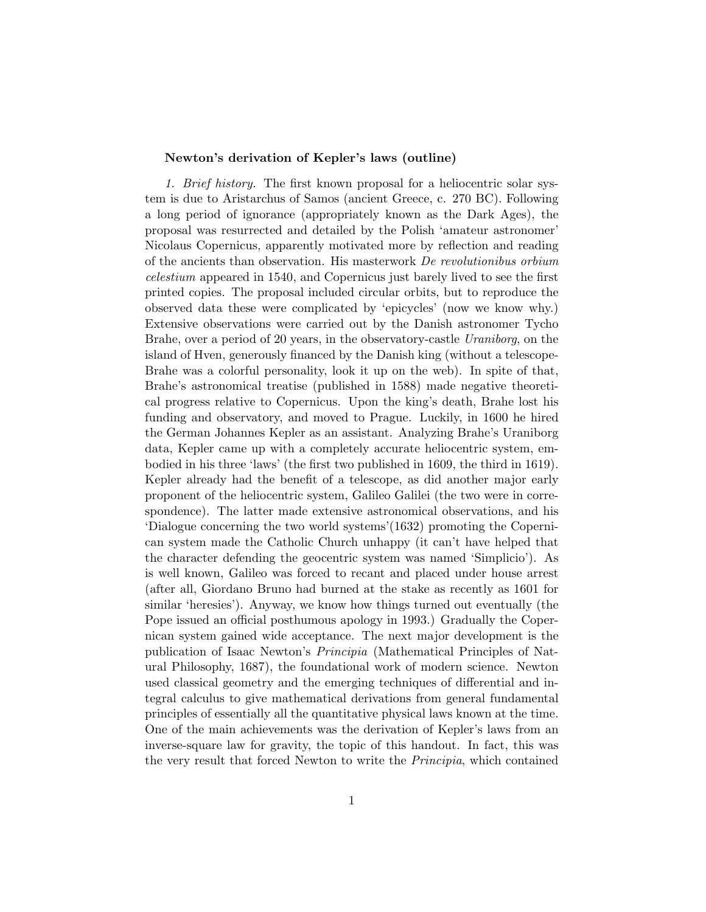**Newton's derivation of Kepler's laws (outline)**

*1. Brief history.* The first known proposal for a heliocentric solar system is due to Aristarchus of Samos (ancient Greece, c. 270 BC). Following a long period of ignorance (appropriately known as the Dark Ages), the proposal was resurrected and detailed by the Polish 'amateur astronomer' Nicolaus Copernicus, apparently motivated more by reflection and reading of the ancients than observation. His masterwork *De revolutionibus orbium celestium* appeared in 1540, and Copernicus just barely lived to see the first printed copies. The proposal included circular orbits, but to reproduce the observed data these were complicated by 'epicycles' (now we know why.) Extensive observations were carried out by the Danish astronomer Tycho Brahe, over a period of 20 years, in the observatory-castle *Uraniborg*, on the island of Hven, generously financed by the Danish king (without a telescope- Brahe was a colorful personality, look it up on the web). In spite of that, Brahe's astronomical treatise (published in 1588) made negative theoretical progress relative to Copernicus. Upon the king's death, Brahe lost his funding and observatory, and moved to Prague. Luckily, in 1600 he hired the German Johannes Kepler as an assistant. Analyzing Brahe's Uraniborg data, Kepler came up with a completely accurate heliocentric system, embodied in his three 'laws' (the first two published in 1609, the third in 1619). Kepler already had the benefit of a telescope, as did another major early proponent of the heliocentric system, Galileo Galilei (the two were in correspondence). The latter made extensive astronomical observations, and his 'Dialogue concerning the two world systems'(1632) promoting the Copernican system made the Catholic Church unhappy (it can't have helped that the character defending the geocentric system was named 'Simplicio'). As is well known, Galileo was forced to recant and placed under house arrest (after all, Giordano Bruno had burned at the stake as recently as 1601 for similar 'heresies'). Anyway, we know how things turned out eventually (the Pope issued an official posthumous apology in 1993.) Gradually the Copernican system gained wide acceptance. The next major development is the publication of Isaac Newton's *Principia* (Mathematical Principles of Natural Philosophy, 1687), the foundational work of modern science. Newton used classical geometry and the emerging techniques of differential and integral calculus to give mathematical derivations from general fundamental principles of essentially all the quantitative physical laws known at the time. One of the main achievements was the derivation of Kepler's laws from an inverse-square law for gravity, the topic of this handout. In fact, this was the very result that forced Newton to write the *Principia*, which contained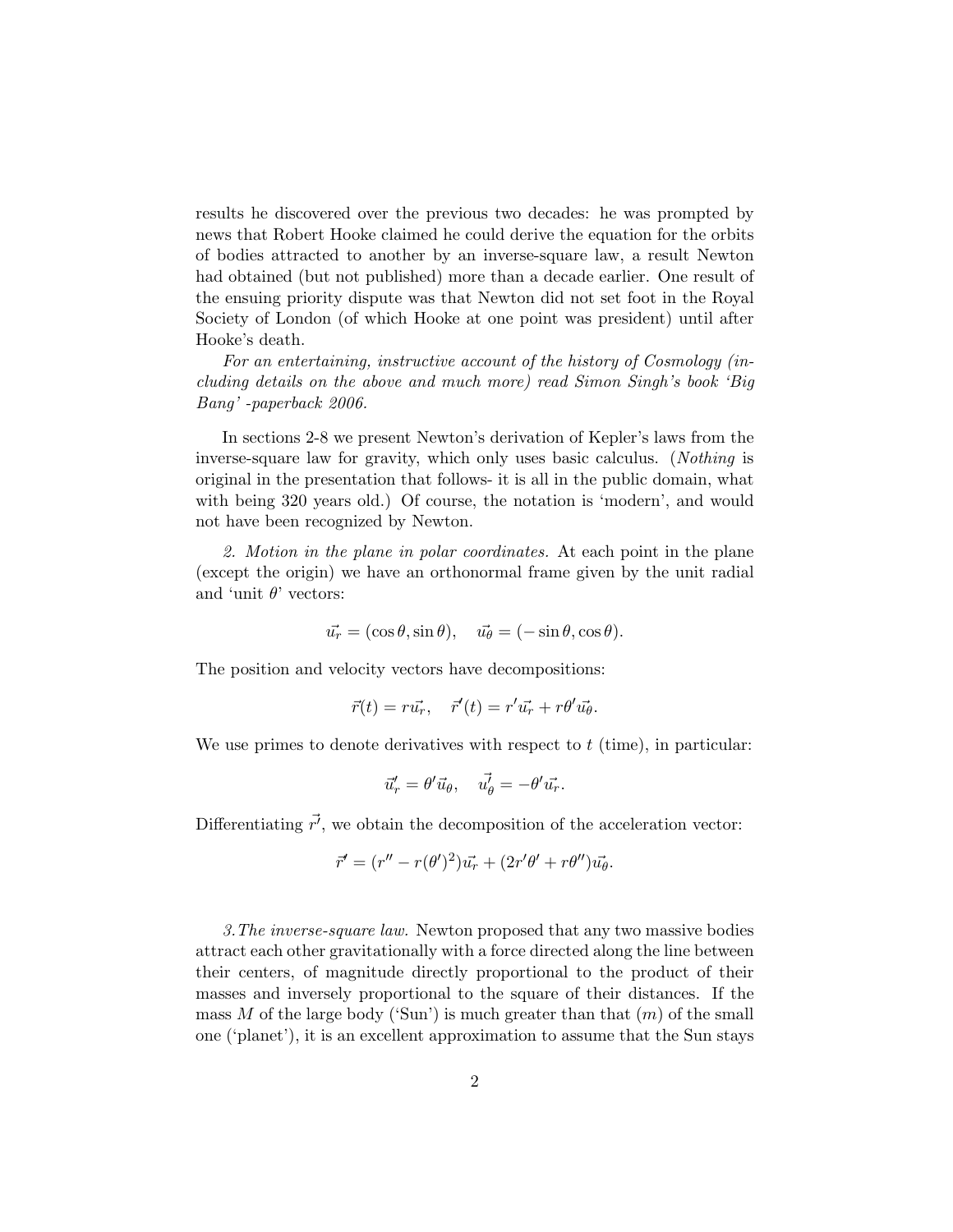results he discovered over the previous two decades: he was prompted by news that Robert Hooke claimed he could derive the equation for the orbits of bodies attracted to another by an inverse-square law, a result Newton had obtained (but not published) more than a decade earlier. One result of the ensuing priority dispute was that Newton did not set foot in the Royal Society of London (of which Hooke at one point was president) until after Hooke's death.

*For an entertaining, instructive account of the history of Cosmology (including details on the above and much more) read Simon Singh's book 'Big Bang' -paperback 2006.*

In sections 2-8 we present Newton's derivation of Kepler's laws from the inverse-square law for gravity, which only uses basic calculus. (*Nothing* is original in the presentation that follows- it is all in the public domain, what with being 320 years old.) Of course, the notation is 'modern', and would not have been recognized by Newton.

*2. Motion in the plane in polar coordinates.* At each point in the plane (except the origin) we have an orthonormal frame given by the unit radial and 'unit $\theta$' vectors:

$$\vec{u_r} = (\cos\theta, \sin\theta), \quad \vec{u_\theta} = (-\sin\theta, \cos\theta).$$

The position and velocity vectors have decompositions:

$$\vec{r}(t) = r\vec{u_r}, \quad \vec{r}'(t) = r'\vec{u_r} + r\theta'\vec{u_\theta}.$$

We use primes to denote derivatives with respect to $t$ (time), in particular:

$$\vec{u}_r' = \theta'\vec{u}_\theta, \quad \vec{u_\theta'} = -\theta'\vec{u_r}.$$

Differentiating $\vec{r'}$, we obtain the decomposition of the acceleration vector:

$$\vec{r}'' = (r'' - r(\theta')^2)\vec{u_r} + (2r'\theta' + r\theta'')\vec{u_\theta}.$$

*3. The inverse-square law.* Newton proposed that any two massive bodies attract each other gravitationally with a force directed along the line between their centers, of magnitude directly proportional to the product of their masses and inversely proportional to the square of their distances. If the mass $M$ of the large body ('Sun') is much greater than that ($m$) of the small one ('planet'), it is an excellent approximation to assume that the Sun stays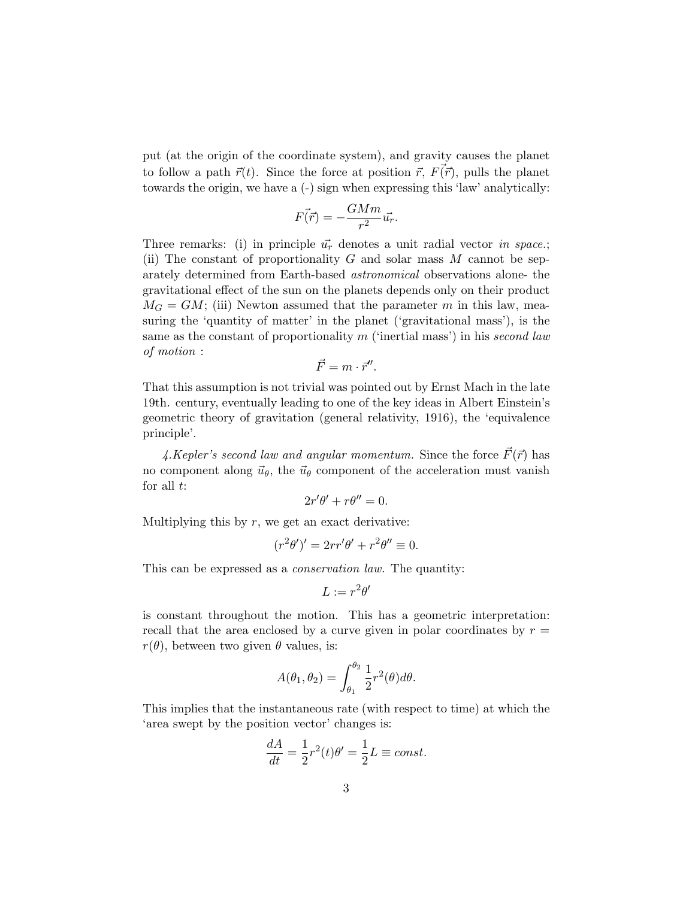put (at the origin of the coordinate system), and gravity causes the planet to follow a path $\vec{r}(t)$. Since the force at position $\vec{r}$, $\vec{F(\vec{r})}$, pulls the planet towards the origin, we have a (-) sign when expressing this 'law' analytically:

$$\vec{F(\vec{r})} = -\frac{GMm}{r^2}\vec{u_r}.$$

Three remarks: (i) in principle $\vec{u_r}$ denotes a unit radial vector *in space.*; (ii) The constant of proportionality $G$ and solar mass $M$ cannot be separately determined from Earth-based *astronomical* observations alone- the gravitational effect of the sun on the planets depends only on their product $M_G = GM$; (iii) Newton assumed that the parameter $m$ in this law, measuring the 'quantity of matter' in the planet ('gravitational mass'), is the same as the constant of proportionality $m$ ('inertial mass') in his *second law of motion* :

$$\vec{F} = m \cdot \vec{r}''.$$

That this assumption is not trivial was pointed out by Ernst Mach in the late 19th. century, eventually leading to one of the key ideas in Albert Einstein's geometric theory of gravitation (general relativity, 1916), the 'equivalence principle'.

*4.Kepler's second law and angular momentum.* Since the force $\vec{F}(\vec{r})$ has no component along $\vec{u}_\theta$, the $\vec{u}_\theta$ component of the acceleration must vanish for all $t$:

$$2r'\theta' + r\theta'' = 0.$$

Multiplying this by $r$, we get an exact derivative:

$$(r^2\theta')' = 2rr'\theta' + r^2\theta'' \equiv 0.$$

This can be expressed as a *conservation law.* The quantity:

$$L := r^2\theta'$$

is constant throughout the motion. This has a geometric interpretation: recall that the area enclosed by a curve given in polar coordinates by $r = r(\theta)$, between two given $\theta$ values, is:

$$A(\theta_1, \theta_2) = \int_{\theta_1}^{\theta_2} \frac{1}{2}r^2(\theta)d\theta.$$

This implies that the instantaneous rate (with respect to time) at which the 'area swept by the position vector' changes is:

$$\frac{dA}{dt} = \frac{1}{2}r^2(t)\theta' = \frac{1}{2}L \equiv const.$$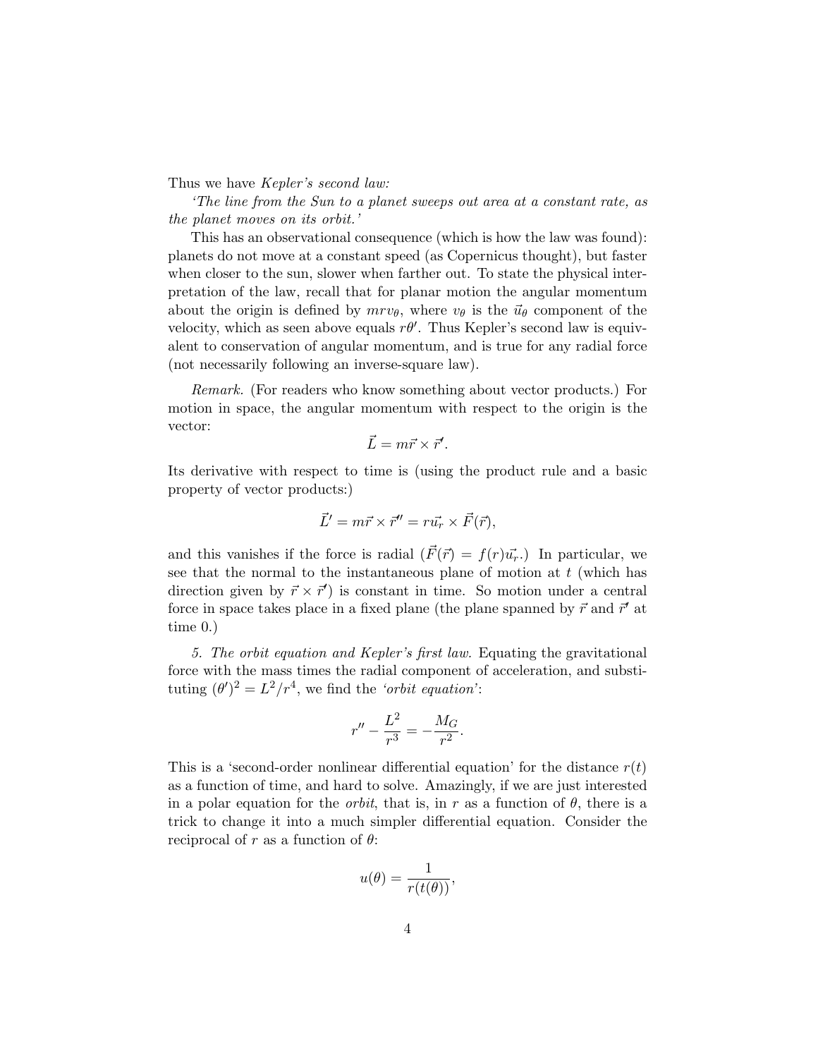Thus we have *Kepler's second law:*

*'The line from the Sun to a planet sweeps out area at a constant rate, as the planet moves on its orbit.'*

This has an observational consequence (which is how the law was found): planets do not move at a constant speed (as Copernicus thought), but faster when closer to the sun, slower when farther out. To state the physical interpretation of the law, recall that for planar motion the angular momentum about the origin is defined by $mrv_\theta$, where $v_\theta$ is the $\vec{u}_\theta$ component of the velocity, which as seen above equals $r\theta'$. Thus Kepler's second law is equivalent to conservation of angular momentum, and is true for any radial force (not necessarily following an inverse-square law).

*Remark.* (For readers who know something about vector products.) For motion in space, the angular momentum with respect to the origin is the vector:

$$\vec{L} = m\vec{r} \times \vec{r}'.$$

Its derivative with respect to time is (using the product rule and a basic property of vector products:)

$$\vec{L}' = m\vec{r} \times \vec{r}'' = r\vec{u_r} \times \vec{F}(\vec{r}),$$

and this vanishes if the force is radial ($\vec{F}(\vec{r}) = f(r)\vec{u_r}$.) In particular, we see that the normal to the instantaneous plane of motion at $t$ (which has direction given by $\vec{r} \times \vec{r}'$) is constant in time. So motion under a central force in space takes place in a fixed plane (the plane spanned by $\vec{r}$ and $\vec{r}'$ at time 0.)

*5. The orbit equation and Kepler's first law.* Equating the gravitational force with the mass times the radial component of acceleration, and substituting $(\theta')^2 = L^2/r^4$, we find the *'orbit equation'*:

$$r'' - \frac{L^2}{r^3} = -\frac{M_G}{r^2}.$$

This is a 'second-order nonlinear differential equation' for the distance $r(t)$ as a function of time, and hard to solve. Amazingly, if we are just interested in a polar equation for the *orbit*, that is, in $r$ as a function of $\theta$, there is a trick to change it into a much simpler differential equation. Consider the reciprocal of $r$ as a function of $\theta$:

$$u(\theta) = \frac{1}{r(t(\theta))},$$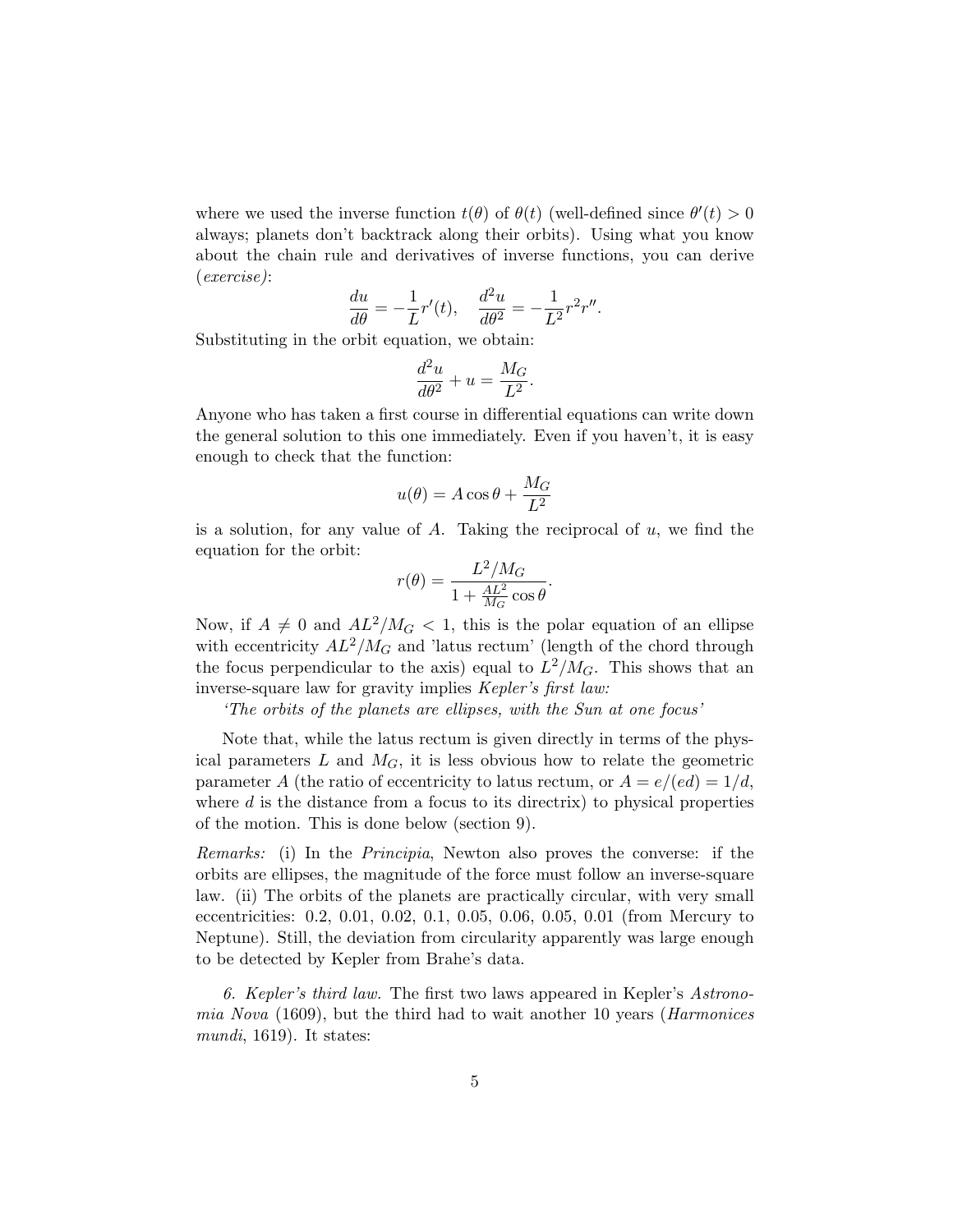where we used the inverse function $t(\theta)$ of $\theta(t)$ (well-defined since $\theta'(t) > 0$ always; planets don't backtrack along their orbits). Using what you know about the chain rule and derivatives of inverse functions, you can derive (*exercise*):

$$\frac{du}{d\theta} = -\frac{1}{L}r'(t), \quad \frac{d^2u}{d\theta^2} = -\frac{1}{L^2}r^2r''.$$

Substituting in the orbit equation, we obtain:

$$\frac{d^2u}{d\theta^2} + u = \frac{M_G}{L^2}.$$

Anyone who has taken a first course in differential equations can write down the general solution to this one immediately. Even if you haven't, it is easy enough to check that the function:

$$u(\theta) = A\cos\theta + \frac{M_G}{L^2}$$

is a solution, for any value of $A$. Taking the reciprocal of $u$, we find the equation for the orbit:

$$r(\theta) = \frac{L^2/M_G}{1 + \frac{AL^2}{M_G}\cos\theta}.$$

Now, if $A \neq 0$ and $AL^2/M_G < 1$, this is the polar equation of an ellipse with eccentricity $AL^2/M_G$ and 'latus rectum' (length of the chord through the focus perpendicular to the axis) equal to $L^2/M_G$. This shows that an inverse-square law for gravity implies *Kepler's first law:*

*'The orbits of the planets are ellipses, with the Sun at one focus'*

Note that, while the latus rectum is given directly in terms of the physical parameters $L$ and $M_G$, it is less obvious how to relate the geometric parameter $A$ (the ratio of eccentricity to latus rectum, or $A = e/(ed) = 1/d$, where $d$ is the distance from a focus to its directrix) to physical properties of the motion. This is done below (section 9).

*Remarks:* (i) In the *Principia*, Newton also proves the converse: if the orbits are ellipses, the magnitude of the force must follow an inverse-square law. (ii) The orbits of the planets are practically circular, with very small eccentricities: 0.2, 0.01, 0.02, 0.1, 0.05, 0.06, 0.05, 0.01 (from Mercury to Neptune). Still, the deviation from circularity apparently was large enough to be detected by Kepler from Brahe's data.

*6. Kepler's third law.* The first two laws appeared in Kepler's *Astronomia Nova* (1609), but the third had to wait another 10 years (*Harmonices mundi*, 1619). It states: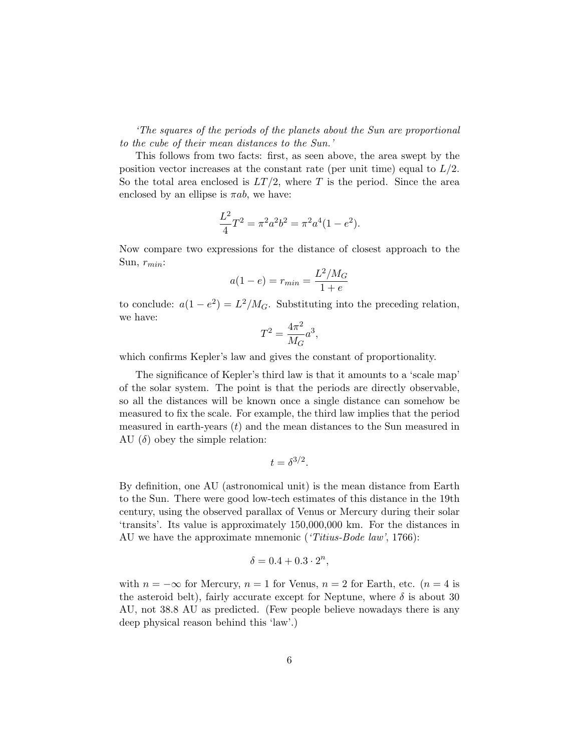*'The squares of the periods of the planets about the Sun are proportional to the cube of their mean distances to the Sun.'*

This follows from two facts: first, as seen above, the area swept by the position vector increases at the constant rate (per unit time) equal to $L/2$. So the total area enclosed is $LT/2$, where $T$ is the period. Since the area enclosed by an ellipse is $\pi ab$, we have:

$$\frac{L^2}{4}T^2 = \pi^2 a^2 b^2 = \pi^2 a^4 (1 - e^2).$$

Now compare two expressions for the distance of closest approach to the Sun, $r_{min}$:

$$a(1 - e) = r_{min} = \frac{L^2/M_G}{1 + e}$$

to conclude: $a(1 - e^2) = L^2/M_G$. Substituting into the preceding relation, we have:

$$T^2 = \frac{4\pi^2}{M_G}a^3,$$

which confirms Kepler's law and gives the constant of proportionality.

The significance of Kepler's third law is that it amounts to a 'scale map' of the solar system. The point is that the periods are directly observable, so all the distances will be known once a single distance can somehow be measured to fix the scale. For example, the third law implies that the period measured in earth-years ($t$) and the mean distances to the Sun measured in AU ($\delta$) obey the simple relation:

$$t = \delta^{3/2}.$$

By definition, one AU (astronomical unit) is the mean distance from Earth to the Sun. There were good low-tech estimates of this distance in the 19th century, using the observed parallax of Venus or Mercury during their solar 'transits'. Its value is approximately 150,000,000 km. For the distances in AU we have the approximate mnemonic (*'Titius-Bode law'*, 1766):

$$\delta = 0.4 + 0.3 \cdot 2^n,$$

with $n = -\infty$ for Mercury, $n = 1$ for Venus, $n = 2$ for Earth, etc. ($n = 4$ is the asteroid belt), fairly accurate except for Neptune, where $\delta$ is about 30 AU, not 38.8 AU as predicted. (Few people believe nowadays there is any deep physical reason behind this 'law'.)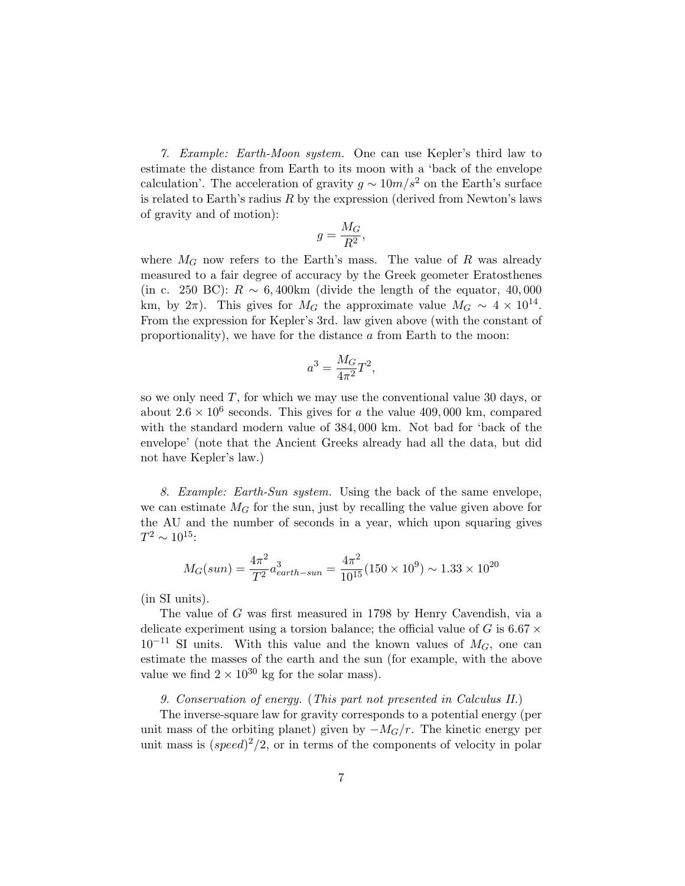*7. Example: Earth-Moon system.* One can use Kepler's third law to estimate the distance from Earth to its moon with a 'back of the envelope calculation'. The acceleration of gravity $g \sim 10m/s^2$ on the Earth's surface is related to Earth's radius $R$ by the expression (derived from Newton's laws of gravity and of motion):

$$g = \frac{M_G}{R^2},$$

where $M_G$ now refers to the Earth's mass. The value of $R$ was already measured to a fair degree of accuracy by the Greek geometer Eratosthenes (in c. 250 BC): $R \sim 6,400$km (divide the length of the equator, 40,000 km, by $2\pi$). This gives for $M_G$ the approximate value $M_G \sim 4 \times 10^{14}$. From the expression for Kepler's 3rd. law given above (with the constant of proportionality), we have for the distance $a$ from Earth to the moon:

$$a^3 = \frac{M_G}{4\pi^2}T^2,$$

so we only need $T$, for which we may use the conventional value 30 days, or about $2.6 \times 10^6$ seconds. This gives for $a$ the value 409,000 km, compared with the standard modern value of 384,000 km. Not bad for 'back of the envelope' (note that the Ancient Greeks already had all the data, but did not have Kepler's law.)

*8. Example: Earth-Sun system.* Using the back of the same envelope, we can estimate $M_G$ for the sun, just by recalling the value given above for the AU and the number of seconds in a year, which upon squaring gives $T^2 \sim 10^{15}$:

$$M_G(sun) = \frac{4\pi^2}{T^2}a^3_{earth-sun} = \frac{4\pi^2}{10^{15}}(150 \times 10^9) \sim 1.33 \times 10^{20}$$

(in SI units).

The value of $G$ was first measured in 1798 by Henry Cavendish, via a delicate experiment using a torsion balance; the official value of $G$ is $6.67 \times 10^{-11}$ SI units. With this value and the known values of $M_G$, one can estimate the masses of the earth and the sun (for example, with the above value we find $2 \times 10^{30}$ kg for the solar mass).

*9. Conservation of energy.* (*This part not presented in Calculus II.*)

The inverse-square law for gravity corresponds to a potential energy (per unit mass of the orbiting planet) given by $-M_G/r$. The kinetic energy per unit mass is $(speed)^2/2$, or in terms of the components of velocity in polar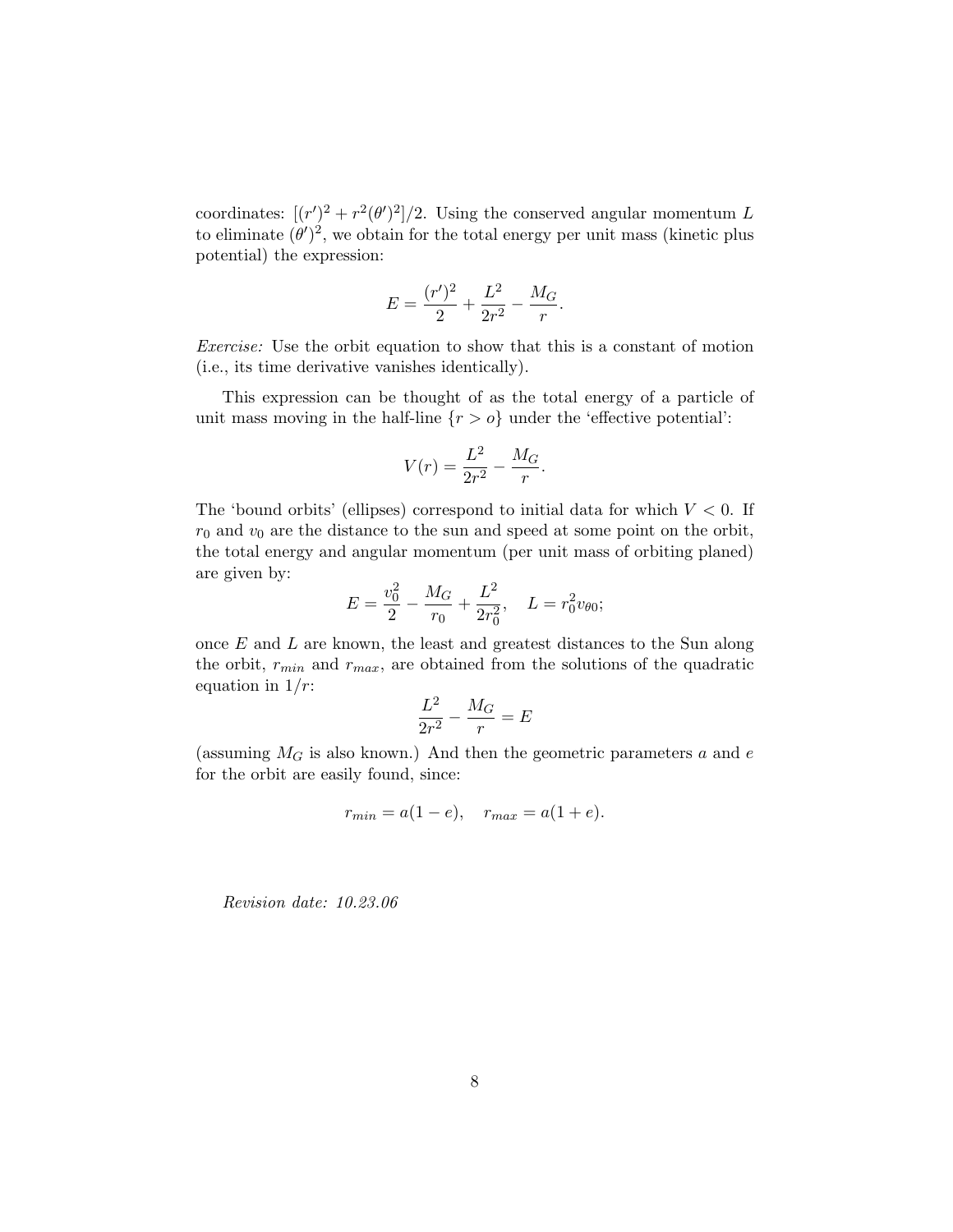coordinates: $[(r')^2 + r^2(\theta')^2]/2$. Using the conserved angular momentum $L$ to eliminate $(\theta')^2$, we obtain for the total energy per unit mass (kinetic plus potential) the expression:

$$E = \frac{(r')^2}{2} + \frac{L^2}{2r^2} - \frac{M_G}{r}.$$

*Exercise:* Use the orbit equation to show that this is a constant of motion (i.e., its time derivative vanishes identically).

This expression can be thought of as the total energy of a particle of unit mass moving in the half-line $\{r > o\}$ under the 'effective potential':

$$V(r) = \frac{L^2}{2r^2} - \frac{M_G}{r}.$$

The 'bound orbits' (ellipses) correspond to initial data for which $V < 0$. If $r_0$ and $v_0$ are the distance to the sun and speed at some point on the orbit, the total energy and angular momentum (per unit mass of orbiting planed) are given by:

$$E = \frac{v_0^2}{2} - \frac{M_G}{r_0} + \frac{L^2}{2r_0^2}, \quad L = r_0^2 v_{\theta 0};$$

once $E$ and $L$ are known, the least and greatest distances to the Sun along the orbit, $r_{min}$ and $r_{max}$, are obtained from the solutions of the quadratic equation in $1/r$:

$$\frac{L^2}{2r^2} - \frac{M_G}{r} = E$$

(assuming $M_G$ is also known.) And then the geometric parameters $a$ and $e$ for the orbit are easily found, since:

$$r_{min} = a(1 - e), \quad r_{max} = a(1 + e).$$

*Revision date: 10.23.06*